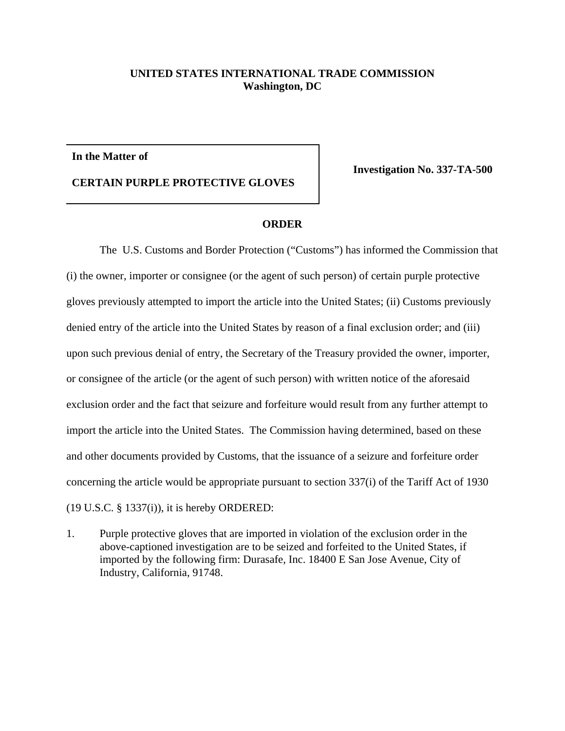**UNITED STATES INTERNATIONAL TRADE COMMISSION**
**Washington, DC**

| | |
|---|---|
| **In the Matter of**<br><br>**CERTAIN PURPLE PROTECTIVE GLOVES** | **Investigation No. 337-TA-500** |

## ORDER

The U.S. Customs and Border Protection ("Customs") has informed the Commission that (i) the owner, importer or consignee (or the agent of such person) of certain purple protective gloves previously attempted to import the article into the United States; (ii) Customs previously denied entry of the article into the United States by reason of a final exclusion order; and (iii) upon such previous denial of entry, the Secretary of the Treasury provided the owner, importer, or consignee of the article (or the agent of such person) with written notice of the aforesaid exclusion order and the fact that seizure and forfeiture would result from any further attempt to import the article into the United States. The Commission having determined, based on these and other documents provided by Customs, that the issuance of a seizure and forfeiture order concerning the article would be appropriate pursuant to section 337(i) of the Tariff Act of 1930 (19 U.S.C. § 1337(i)), it is hereby ORDERED:

1. Purple protective gloves that are imported in violation of the exclusion order in the above-captioned investigation are to be seized and forfeited to the United States, if imported by the following firm: Durasafe, Inc. 18400 E San Jose Avenue, City of Industry, California, 91748.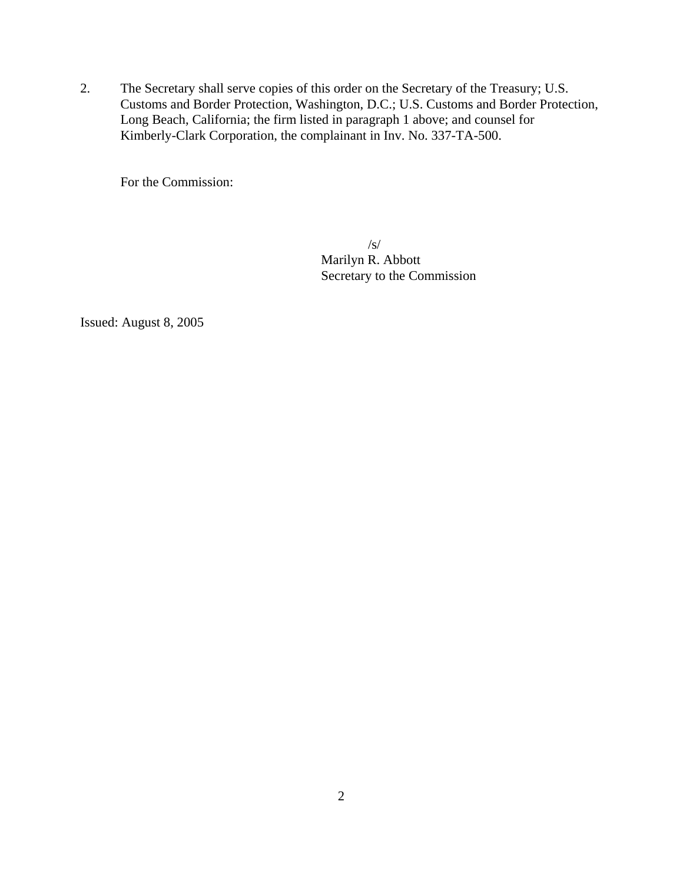2. The Secretary shall serve copies of this order on the Secretary of the Treasury; U.S. Customs and Border Protection, Washington, D.C.; U.S. Customs and Border Protection, Long Beach, California; the firm listed in paragraph 1 above; and counsel for Kimberly-Clark Corporation, the complainant in Inv. No. 337-TA-500.

For the Commission:

/s/
Marilyn R. Abbott
Secretary to the Commission

Issued: August 8, 2005